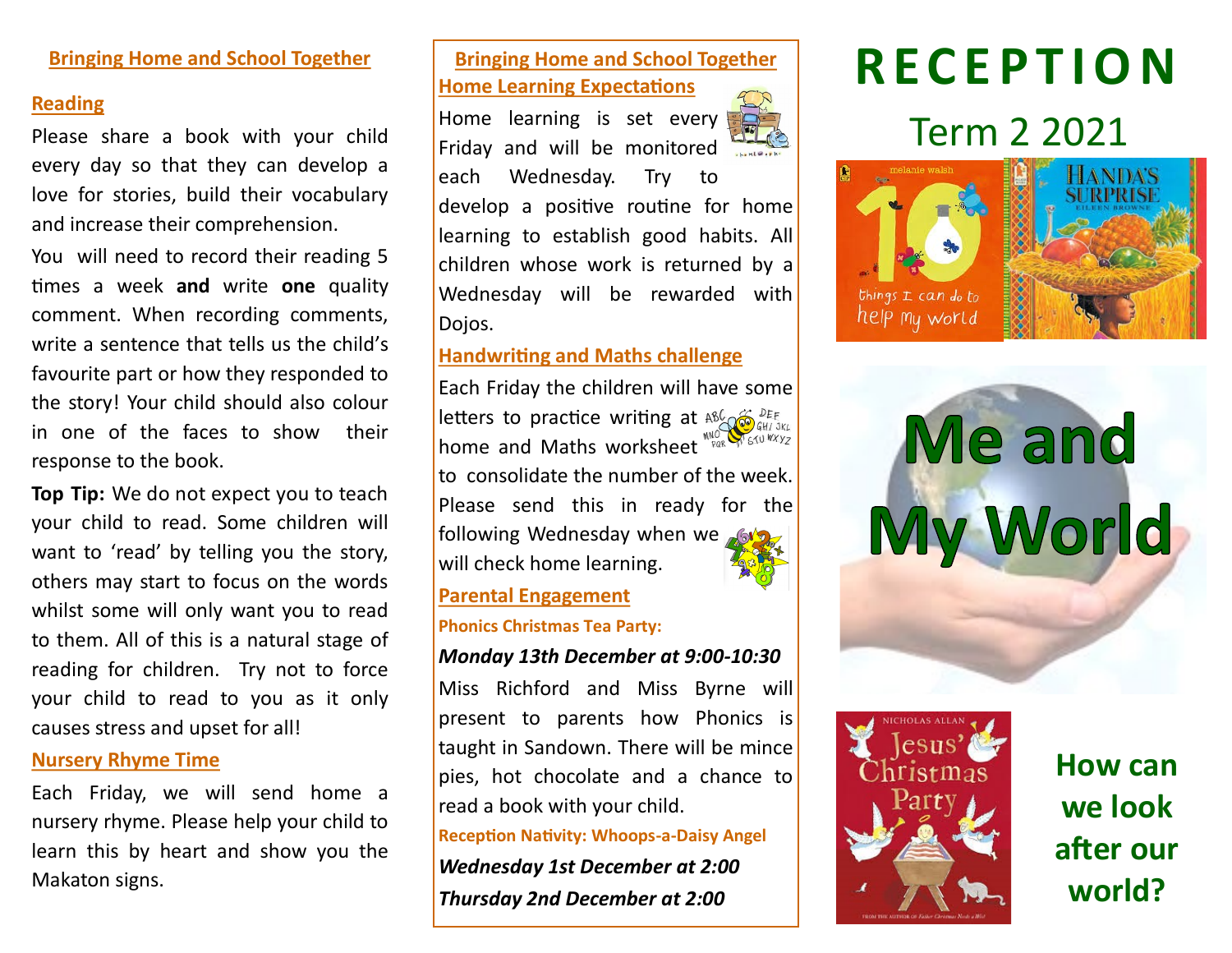## Bringing Home and School Together

### Reading

Please share a book with your child every day so that they can develop a love for stories, build their vocabulary and increase their comprehension.

You will need to record their reading 5 times a week **and** write **one** quality comment. When recording comments, write a sentence that tells us the child's favourite part or how they responded to the story! Your child should also colour in one of the faces to show their response to the book.

**Top Tip:** We do not expect you to teach your child to read. Some children will want to 'read' by telling you the story, others may start to focus on the words whilst some will only want you to read to them. All of this is a natural stage of reading for children. Try not to force your child to read to you as it only causes stress and upset for all!

### Nursery Rhyme Time

Each Friday, we will send home a nursery rhyme. Please help your child to learn this by heart and show you the Makaton signs.

## Bringing Home and School Together

### Home Learning Expectations

Home learning is set every Friday and will be monitored each Wednesday. Try to develop a positive routine for home learning to establish good habits. All children whose work is returned by a Wednesday will be rewarded with Dojos.

### Handwriting and Maths challenge

Each Friday the children will have some letters to practice writing at home and Maths worksheet to consolidate the number of the week. Please send this in ready for the following Wednesday when we will check home learning.

### Parental Engagement

**Phonics Christmas Tea Party:**

***Monday 13th December at 9:00-10:30***

Miss Richford and Miss Byrne will present to parents how Phonics is taught in Sandown. There will be mince pies, hot chocolate and a chance to read a book with your child.

**Reception Nativity: Whoops-a-Daisy Angel**

***Wednesday 1st December at 2:00***

***Thursday 2nd December at 2:00***

# RECEPTION

## Term 2 2021

# Me and My World

**How can we look after our world?**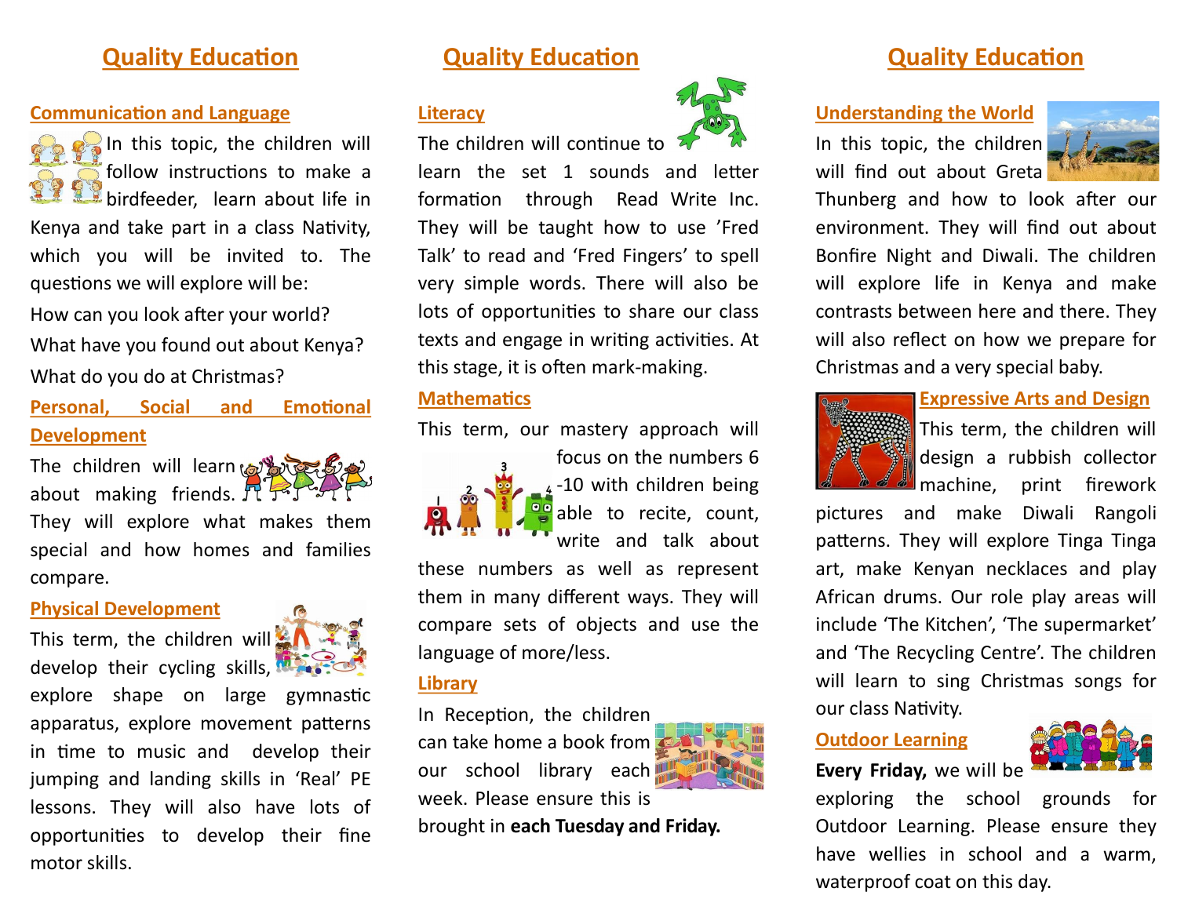## Quality Education

### Communication and Language

In this topic, the children will follow instructions to make a birdfeeder, learn about life in Kenya and take part in a class Nativity, which you will be invited to. The questions we will explore will be:

How can you look after your world?

What have you found out about Kenya?

What do you do at Christmas?

### Personal, Social and Emotional Development

The children will learn about making friends. They will explore what makes them special and how homes and families compare.

### Physical Development

This term, the children will develop their cycling skills, explore shape on large gymnastic apparatus, explore movement patterns in time to music and develop their jumping and landing skills in 'Real' PE lessons. They will also have lots of opportunities to develop their fine motor skills.

## Quality Education

### Literacy

The children will continue to learn the set 1 sounds and letter formation through Read Write Inc. They will be taught how to use 'Fred Talk' to read and 'Fred Fingers' to spell very simple words. There will also be lots of opportunities to share our class texts and engage in writing activities. At this stage, it is often mark-making.

### Mathematics

This term, our mastery approach will focus on the numbers 6 -10 with children being able to recite, count, write and talk about these numbers as well as represent them in many different ways. They will compare sets of objects and use the language of more/less.

### Library

In Reception, the children can take home a book from our school library each week. Please ensure this is brought in **each Tuesday and Friday.**

## Quality Education

### Understanding the World

In this topic, the children will find out about Greta Thunberg and how to look after our environment. They will find out about Bonfire Night and Diwali. The children will explore life in Kenya and make contrasts between here and there. They will also reflect on how we prepare for Christmas and a very special baby.

### Expressive Arts and Design

This term, the children will design a rubbish collector machine, print firework pictures and make Diwali Rangoli patterns. They will explore Tinga Tinga art, make Kenyan necklaces and play African drums. Our role play areas will include 'The Kitchen', 'The supermarket' and 'The Recycling Centre'. The children will learn to sing Christmas songs for our class Nativity.

### Outdoor Learning

**Every Friday,** we will be exploring the school grounds for Outdoor Learning. Please ensure they have wellies in school and a warm, waterproof coat on this day.